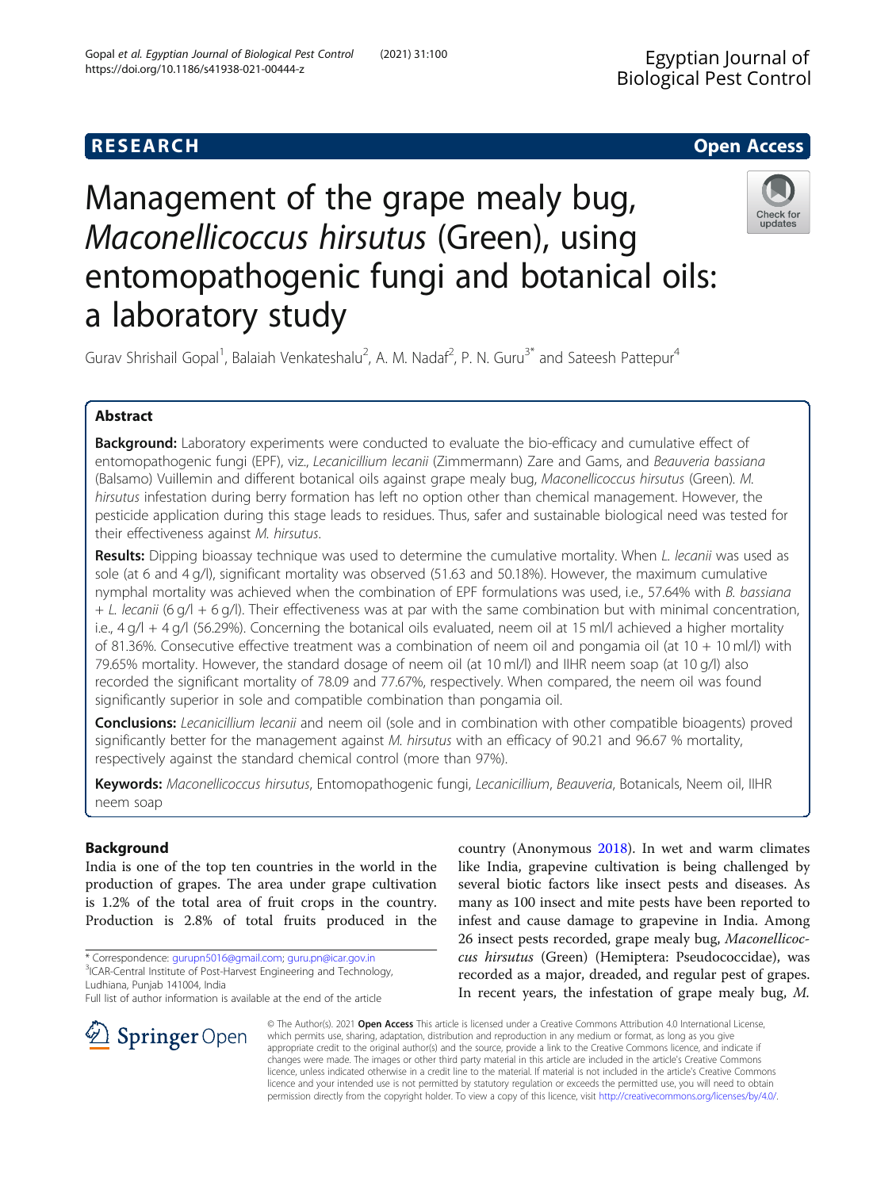RESEARCH Open Access

# Management of the grape mealy bug, *Maconellicoccus hirsutus* (Green), using entomopathogenic fungi and botanical oils: a laboratory study

Gurav Shrishail Gopal[1], Balaiah Venkateshalu[2], A. M. Nadaf[2], P. N. Guru[3*] and Sateesh Pattepur[4]

## Abstract

**Background:** Laboratory experiments were conducted to evaluate the bio-efficacy and cumulative effect of entomopathogenic fungi (EPF), viz., *Lecanicillium lecanii* (Zimmermann) Zare and Gams, and *Beauveria bassiana* (Balsamo) Vuillemin and different botanical oils against grape mealy bug, *Maconellicoccus hirsutus* (Green). *M. hirsutus* infestation during berry formation has left no option other than chemical management. However, the pesticide application during this stage leads to residues. Thus, safer and sustainable biological need was tested for their effectiveness against *M. hirsutus*.

**Results:** Dipping bioassay technique was used to determine the cumulative mortality. When *L. lecanii* was used as sole (at 6 and 4 g/l), significant mortality was observed (51.63 and 50.18%). However, the maximum cumulative nymphal mortality was achieved when the combination of EPF formulations was used, i.e., 57.64% with *B. bassiana* + *L. lecanii* (6 g/l + 6 g/l). Their effectiveness was at par with the same combination but with minimal concentration, i.e., 4 g/l + 4 g/l (56.29%). Concerning the botanical oils evaluated, neem oil at 15 ml/l achieved a higher mortality of 81.36%. Consecutive effective treatment was a combination of neem oil and pongamia oil (at 10 + 10 ml/l) with 79.65% mortality. However, the standard dosage of neem oil (at 10 ml/l) and IIHR neem soap (at 10 g/l) also recorded the significant mortality of 78.09 and 77.67%, respectively. When compared, the neem oil was found significantly superior in sole and compatible combination than pongamia oil.

**Conclusions:** *Lecanicillium lecanii* and neem oil (sole and in combination with other compatible bioagents) proved significantly better for the management against *M. hirsutus* with an efficacy of 90.21 and 96.67 % mortality, respectively against the standard chemical control (more than 97%).

**Keywords:** *Maconellicoccus hirsutus*, Entomopathogenic fungi, *Lecanicillium*, *Beauveria*, Botanicals, Neem oil, IIHR neem soap

## Background

India is one of the top ten countries in the world in the production of grapes. The area under grape cultivation is 1.2% of the total area of fruit crops in the country. Production is 2.8% of total fruits produced in the country (Anonymous 2018). In wet and warm climates like India, grapevine cultivation is being challenged by several biotic factors like insect pests and diseases. As many as 100 insect and mite pests have been reported to infest and cause damage to grapevine in India. Among 26 insect pests recorded, grape mealy bug, *Maconellicoccus hirsutus* (Green) (Hemiptera: Pseudococcidae), was recorded as a major, dreaded, and regular pest of grapes. In recent years, the infestation of grape mealy bug, *M.*

* Correspondence: gurupn5016@gmail.com; guru.pn@icar.gov.in
[3]ICAR-Central Institute of Post-Harvest Engineering and Technology, Ludhiana, Punjab 141004, India
Full list of author information is available at the end of the article

© The Author(s). 2021 **Open Access** This article is licensed under a Creative Commons Attribution 4.0 International License, which permits use, sharing, adaptation, distribution and reproduction in any medium or format, as long as you give appropriate credit to the original author(s) and the source, provide a link to the Creative Commons licence, and indicate if changes were made. The images or other third party material in this article are included in the article's Creative Commons licence, unless indicated otherwise in a credit line to the material. If material is not included in the article's Creative Commons licence and your intended use is not permitted by statutory regulation or exceeds the permitted use, you will need to obtain permission directly from the copyright holder. To view a copy of this licence, visit http://creativecommons.org/licenses/by/4.0/.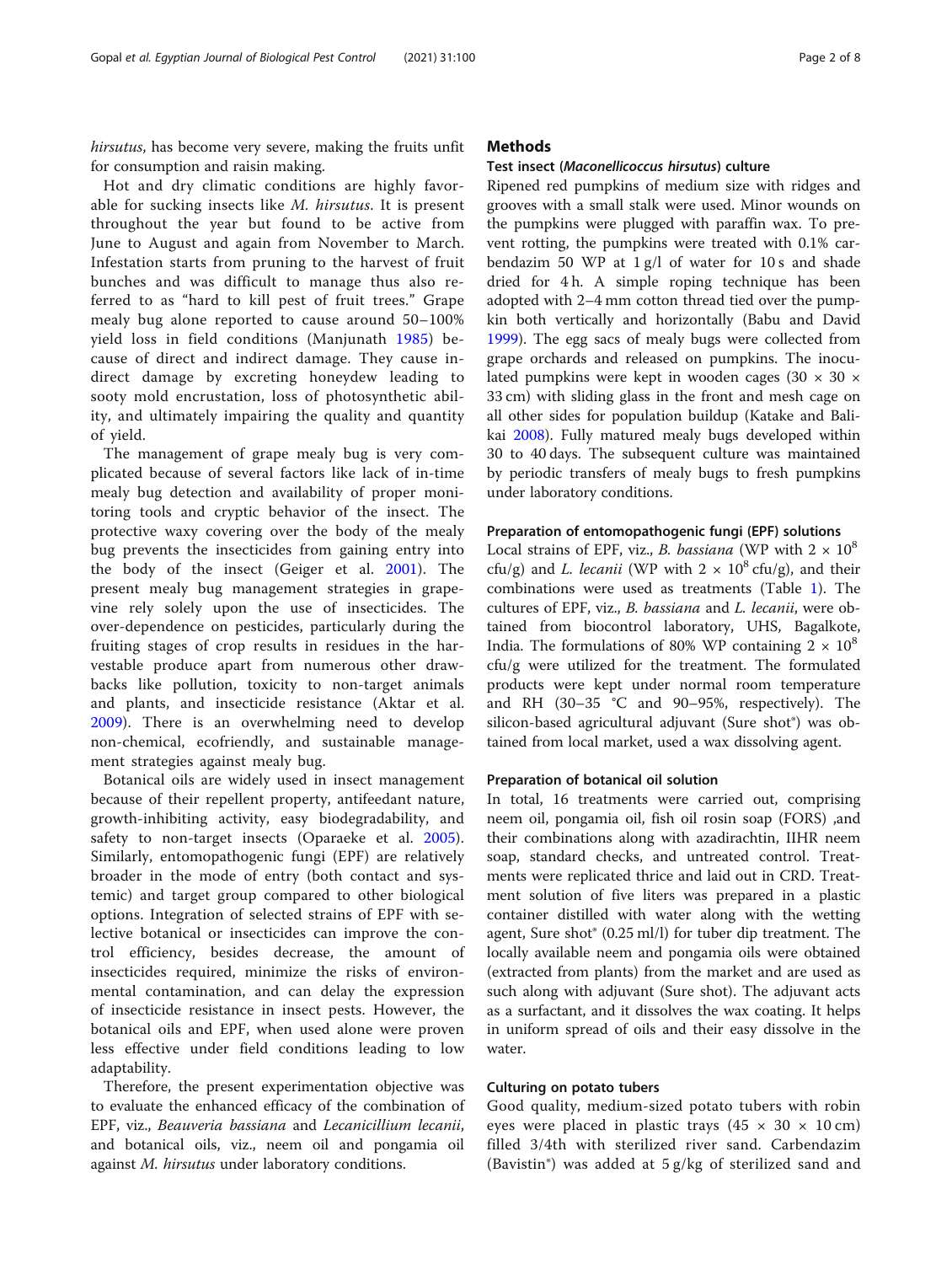*hirsutus*, has become very severe, making the fruits unfit for consumption and raisin making.

Hot and dry climatic conditions are highly favorable for sucking insects like *M. hirsutus*. It is present throughout the year but found to be active from June to August and again from November to March. Infestation starts from pruning to the harvest of fruit bunches and was difficult to manage thus also referred to as "hard to kill pest of fruit trees." Grape mealy bug alone reported to cause around 50–100% yield loss in field conditions (Manjunath 1985) because of direct and indirect damage. They cause indirect damage by excreting honeydew leading to sooty mold encrustation, loss of photosynthetic ability, and ultimately impairing the quality and quantity of yield.

The management of grape mealy bug is very complicated because of several factors like lack of in-time mealy bug detection and availability of proper monitoring tools and cryptic behavior of the insect. The protective waxy covering over the body of the mealy bug prevents the insecticides from gaining entry into the body of the insect (Geiger et al. 2001). The present mealy bug management strategies in grapevine rely solely upon the use of insecticides. The over-dependence on pesticides, particularly during the fruiting stages of crop results in residues in the harvestable produce apart from numerous other drawbacks like pollution, toxicity to non-target animals and plants, and insecticide resistance (Aktar et al. 2009). There is an overwhelming need to develop non-chemical, ecofriendly, and sustainable management strategies against mealy bug.

Botanical oils are widely used in insect management because of their repellent property, antifeedant nature, growth-inhibiting activity, easy biodegradability, and safety to non-target insects (Oparaeke et al. 2005). Similarly, entomopathogenic fungi (EPF) are relatively broader in the mode of entry (both contact and systemic) and target group compared to other biological options. Integration of selected strains of EPF with selective botanical or insecticides can improve the control efficiency, besides decrease, the amount of insecticides required, minimize the risks of environmental contamination, and can delay the expression of insecticide resistance in insect pests. However, the botanical oils and EPF, when used alone were proven less effective under field conditions leading to low adaptability.

Therefore, the present experimentation objective was to evaluate the enhanced efficacy of the combination of EPF, viz., *Beauveria bassiana* and *Lecanicillium lecanii*, and botanical oils, viz., neem oil and pongamia oil against *M. hirsutus* under laboratory conditions.

## Methods

### Test insect (*Maconellicoccus hirsutus*) culture

Ripened red pumpkins of medium size with ridges and grooves with a small stalk were used. Minor wounds on the pumpkins were plugged with paraffin wax. To prevent rotting, the pumpkins were treated with 0.1% carbendazim 50 WP at 1 g/l of water for 10 s and shade dried for 4 h. A simple roping technique has been adopted with 2–4 mm cotton thread tied over the pumpkin both vertically and horizontally (Babu and David 1999). The egg sacs of mealy bugs were collected from grape orchards and released on pumpkins. The inoculated pumpkins were kept in wooden cages (30 × 30 × 33 cm) with sliding glass in the front and mesh cage on all other sides for population buildup (Katake and Balikai 2008). Fully matured mealy bugs developed within 30 to 40 days. The subsequent culture was maintained by periodic transfers of mealy bugs to fresh pumpkins under laboratory conditions.

### Preparation of entomopathogenic fungi (EPF) solutions

Local strains of EPF, viz., *B. bassiana* (WP with $2 \times 10^8$ cfu/g) and *L. lecanii* (WP with $2 \times 10^8$ cfu/g), and their combinations were used as treatments (Table 1). The cultures of EPF, viz., *B. bassiana* and *L. lecanii*, were obtained from biocontrol laboratory, UHS, Bagalkote, India. The formulations of 80% WP containing $2 \times 10^8$ cfu/g were utilized for the treatment. The formulated products were kept under normal room temperature and RH (30–35 °C and 90–95%, respectively). The silicon-based agricultural adjuvant (Sure shot®) was obtained from local market, used a wax dissolving agent.

### Preparation of botanical oil solution

In total, 16 treatments were carried out, comprising neem oil, pongamia oil, fish oil rosin soap (FORS) ,and their combinations along with azadirachtin, IIHR neem soap, standard checks, and untreated control. Treatments were replicated thrice and laid out in CRD. Treatment solution of five liters was prepared in a plastic container distilled with water along with the wetting agent, Sure shot® (0.25 ml/l) for tuber dip treatment. The locally available neem and pongamia oils were obtained (extracted from plants) from the market and are used as such along with adjuvant (Sure shot). The adjuvant acts as a surfactant, and it dissolves the wax coating. It helps in uniform spread of oils and their easy dissolve in the water.

### Culturing on potato tubers

Good quality, medium-sized potato tubers with robin eyes were placed in plastic trays (45 × 30 × 10 cm) filled 3/4th with sterilized river sand. Carbendazim (Bavistin®) was added at 5 g/kg of sterilized sand and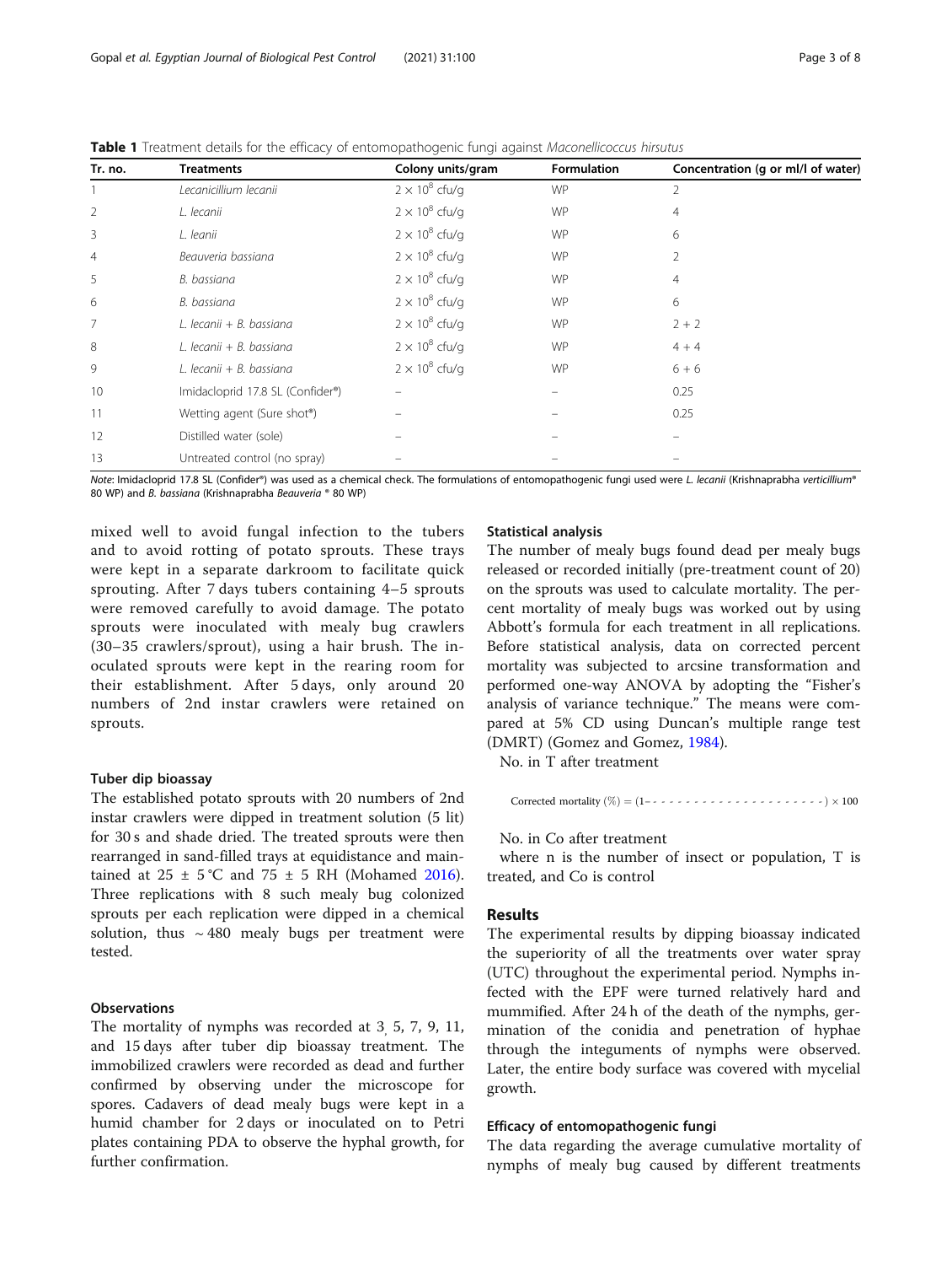**Table 1** Treatment details for the efficacy of entomopathogenic fungi against *Maconellicoccus hirsutus*

| Tr. no. | Treatments | Colony units/gram | Formulation | Concentration (g or ml/l of water) |
|---|---|---|---|---|
| 1 | *Lecanicillium lecanii* | $2 \times 10^8$ cfu/g | WP | 2 |
| 2 | *L. lecanii* | $2 \times 10^8$ cfu/g | WP | 4 |
| 3 | *L. leanii* | $2 \times 10^8$ cfu/g | WP | 6 |
| 4 | *Beauveria bassiana* | $2 \times 10^8$ cfu/g | WP | 2 |
| 5 | *B. bassiana* | $2 \times 10^8$ cfu/g | WP | 4 |
| 6 | *B. bassiana* | $2 \times 10^8$ cfu/g | WP | 6 |
| 7 | *L. lecanii* + *B. bassiana* | $2 \times 10^8$ cfu/g | WP | 2 + 2 |
| 8 | *L. lecanii* + *B. bassiana* | $2 \times 10^8$ cfu/g | WP | 4 + 4 |
| 9 | *L. lecanii* + *B. bassiana* | $2 \times 10^8$ cfu/g | WP | 6 + 6 |
| 10 | Imidacloprid 17.8 SL (Confider®) | – | – | 0.25 |
| 11 | Wetting agent (Sure shot®) | – | – | 0.25 |
| 12 | Distilled water (sole) | – | – | – |
| 13 | Untreated control (no spray) | – | – | – |

*Note*: Imidacloprid 17.8 SL (Confider®) was used as a chemical check. The formulations of entomopathogenic fungi used were *L. lecanii* (Krishnaprabha *verticillium*® 80 WP) and *B. bassiana* (Krishnaprabha *Beauveria* ® 80 WP)

mixed well to avoid fungal infection to the tubers and to avoid rotting of potato sprouts. These trays were kept in a separate darkroom to facilitate quick sprouting. After 7 days tubers containing 4–5 sprouts were removed carefully to avoid damage. The potato sprouts were inoculated with mealy bug crawlers (30–35 crawlers/sprout), using a hair brush. The inoculated sprouts were kept in the rearing room for their establishment. After 5 days, only around 20 numbers of 2nd instar crawlers were retained on sprouts.

### Tuber dip bioassay

The established potato sprouts with 20 numbers of 2nd instar crawlers were dipped in treatment solution (5 lit) for 30 s and shade dried. The treated sprouts were then rearranged in sand-filled trays at equidistance and maintained at 25 ± 5 °C and 75 ± 5 RH (Mohamed 2016). Three replications with 8 such mealy bug colonized sprouts per each replication were dipped in a chemical solution, thus ~ 480 mealy bugs per treatment were tested.

### Observations

The mortality of nymphs was recorded at 3, 5, 7, 9, 11, and 15 days after tuber dip bioassay treatment. The immobilized crawlers were recorded as dead and further confirmed by observing under the microscope for spores. Cadavers of dead mealy bugs were kept in a humid chamber for 2 days or inoculated on to Petri plates containing PDA to observe the hyphal growth, for further confirmation.

### Statistical analysis

The number of mealy bugs found dead per mealy bugs released or recorded initially (pre-treatment count of 20) on the sprouts was used to calculate mortality. The percent mortality of mealy bugs was worked out by using Abbott's formula for each treatment in all replications. Before statistical analysis, data on corrected percent mortality was subjected to arcsine transformation and performed one-way ANOVA by adopting the "Fisher's analysis of variance technique." The means were compared at 5% CD using Duncan's multiple range test (DMRT) (Gomez and Gomez, 1984).

$$\text{Corrected mortality }(\%) = \left(1 - \frac{\text{No. in T after treatment}}{\text{No. in Co after treatment}}\right) \times 100$$

where n is the number of insect or population, T is treated, and Co is control

## Results

The experimental results by dipping bioassay indicated the superiority of all the treatments over water spray (UTC) throughout the experimental period. Nymphs infected with the EPF were turned relatively hard and mummified. After 24 h of the death of the nymphs, germination of the conidia and penetration of hyphae through the integuments of nymphs were observed. Later, the entire body surface was covered with mycelial growth.

### Efficacy of entomopathogenic fungi

The data regarding the average cumulative mortality of nymphs of mealy bug caused by different treatments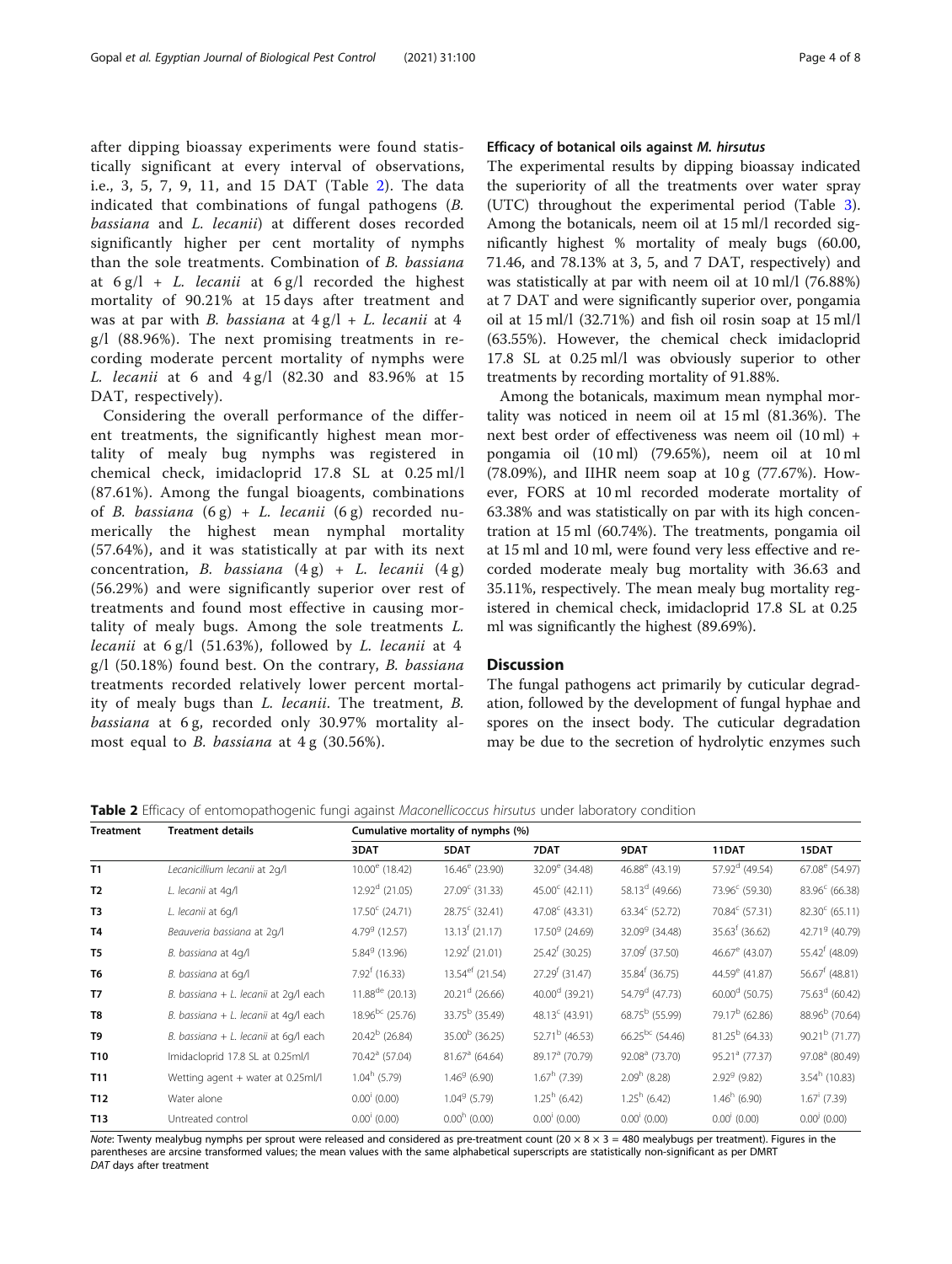after dipping bioassay experiments were found statistically significant at every interval of observations, i.e., 3, 5, 7, 9, 11, and 15 DAT (Table 2). The data indicated that combinations of fungal pathogens (*B. bassiana* and *L. lecanii*) at different doses recorded significantly higher per cent mortality of nymphs than the sole treatments. Combination of *B. bassiana* at 6 g/l + *L. lecanii* at 6 g/l recorded the highest mortality of 90.21% at 15 days after treatment and was at par with *B. bassiana* at 4 g/l + *L. lecanii* at 4 g/l (88.96%). The next promising treatments in recording moderate percent mortality of nymphs were *L. lecanii* at 6 and 4 g/l (82.30 and 83.96% at 15 DAT, respectively).

Considering the overall performance of the different treatments, the significantly highest mean mortality of mealy bug nymphs was registered in chemical check, imidacloprid 17.8 SL at 0.25 ml/l (87.61%). Among the fungal bioagents, combinations of *B. bassiana* (6 g) + *L. lecanii* (6 g) recorded numerically the highest mean nymphal mortality (57.64%), and it was statistically at par with its next concentration, *B. bassiana* (4 g) + *L. lecanii* (4 g) (56.29%) and were significantly superior over rest of treatments and found most effective in causing mortality of mealy bugs. Among the sole treatments *L. lecanii* at 6 g/l (51.63%), followed by *L. lecanii* at 4 g/l (50.18%) found best. On the contrary, *B. bassiana* treatments recorded relatively lower percent mortality of mealy bugs than *L. lecanii*. The treatment, *B. bassiana* at 6 g, recorded only 30.97% mortality almost equal to *B. bassiana* at 4 g (30.56%).

### Efficacy of botanical oils against *M. hirsutus*

The experimental results by dipping bioassay indicated the superiority of all the treatments over water spray (UTC) throughout the experimental period (Table 3). Among the botanicals, neem oil at 15 ml/l recorded significantly highest % mortality of mealy bugs (60.00, 71.46, and 78.13% at 3, 5, and 7 DAT, respectively) and was statistically at par with neem oil at 10 ml/l (76.88%) at 7 DAT and were significantly superior over, pongamia oil at 15 ml/l (32.71%) and fish oil rosin soap at 15 ml/l (63.55%). However, the chemical check imidacloprid 17.8 SL at 0.25 ml/l was obviously superior to other treatments by recording mortality of 91.88%.

Among the botanicals, maximum mean nymphal mortality was noticed in neem oil at 15 ml (81.36%). The next best order of effectiveness was neem oil (10 ml) + pongamia oil (10 ml) (79.65%), neem oil at 10 ml (78.09%), and IIHR neem soap at 10 g (77.67%). However, FORS at 10 ml recorded moderate mortality of 63.38% and was statistically on par with its high concentration at 15 ml (60.74%). The treatments, pongamia oil at 15 ml and 10 ml, were found very less effective and recorded moderate mealy bug mortality with 36.63 and 35.11%, respectively. The mean mealy bug mortality registered in chemical check, imidacloprid 17.8 SL at 0.25 ml was significantly the highest (89.69%).

## Discussion

The fungal pathogens act primarily by cuticular degradation, followed by the development of fungal hyphae and spores on the insect body. The cuticular degradation may be due to the secretion of hydrolytic enzymes such

**Table 2** Efficacy of entomopathogenic fungi against *Maconellicoccus hirsutus* under laboratory condition

| Treatment | Treatment details | Cumulative mortality of nymphs (%) | | | | | |
|---|---|---|---|---|---|---|---|
| | | 3DAT | 5DAT | 7DAT | 9DAT | 11DAT | 15DAT |
| T1 | *Lecanicillium lecanii* at 2g/l | 10.00[e] (18.42) | 16.46[e] (23.90) | 32.09[e] (34.48) | 46.88[e] (43.19) | 57.92[d] (49.54) | 67.08[e] (54.97) |
| T2 | *L. lecanii* at 4g/l | 12.92[d] (21.05) | 27.09[c] (31.33) | 45.00[c] (42.11) | 58.13[d] (49.66) | 73.96[c] (59.30) | 83.96[c] (66.38) |
| T3 | *L. lecanii* at 6g/l | 17.50[c] (24.71) | 28.75[c] (32.41) | 47.08[c] (43.31) | 63.34[c] (52.72) | 70.84[c] (57.31) | 82.30[c] (65.11) |
| T4 | *Beauveria bassiana* at 2g/l | 4.79[g] (12.57) | 13.13[f] (21.17) | 17.50[g] (24.69) | 32.09[g] (34.48) | 35.63[f] (36.62) | 42.71[g] (40.79) |
| T5 | *B. bassiana* at 4g/l | 5.84[g] (13.96) | 12.92[f] (21.01) | 25.42[f] (30.25) | 37.09[f] (37.50) | 46.67[e] (43.07) | 55.42[f] (48.09) |
| T6 | *B. bassiana* at 6g/l | 7.92[f] (16.33) | 13.54[ef] (21.54) | 27.29[f] (31.47) | 35.84[f] (36.75) | 44.59[e] (41.87) | 56.67[f] (48.81) |
| T7 | *B. bassiana* + *L. lecanii* at 2g/l each | 11.88[de] (20.13) | 20.21[d] (26.66) | 40.00[d] (39.21) | 54.79[d] (47.73) | 60.00[d] (50.75) | 75.63[d] (60.42) |
| T8 | *B. bassiana* + *L. lecanii* at 4g/l each | 18.96[bc] (25.76) | 33.75[b] (35.49) | 48.13[c] (43.91) | 68.75[b] (55.99) | 79.17[b] (62.86) | 88.96[b] (70.64) |
| T9 | *B. bassiana* + *L. lecanii* at 6g/l each | 20.42[b] (26.84) | 35.00[b] (36.25) | 52.71[b] (46.53) | 66.25[bc] (54.46) | 81.25[b] (64.33) | 90.21[b] (71.77) |
| T10 | Imidacloprid 17.8 SL at 0.25ml/l | 70.42[a] (57.04) | 81.67[a] (64.64) | 89.17[a] (70.79) | 92.08[a] (73.70) | 95.21[a] (77.37) | 97.08[a] (80.49) |
| T11 | Wetting agent + water at 0.25ml/l | 1.04[h] (5.79) | 1.46[g] (6.90) | 1.67[h] (7.39) | 2.09[h] (8.28) | 2.92[g] (9.82) | 3.54[h] (10.83) |
| T12 | Water alone | 0.00[i] (0.00) | 1.04[g] (5.79) | 1.25[h] (6.42) | 1.25[h] (6.42) | 1.46[h] (6.90) | 1.67[i] (7.39) |
| T13 | Untreated control | 0.00[i] (0.00) | 0.00[h] (0.00) | 0.00[i] (0.00) | 0.00[i] (0.00) | 0.00[i] (0.00) | 0.00[j] (0.00) |

*Note*: Twenty mealybug nymphs per sprout were released and considered as pre-treatment count (20 × 8 × 3 = 480 mealybugs per treatment). Figures in the parentheses are arcsine transformed values; the mean values with the same alphabetical superscripts are statistically non-significant as per DMRT
*DAT* days after treatment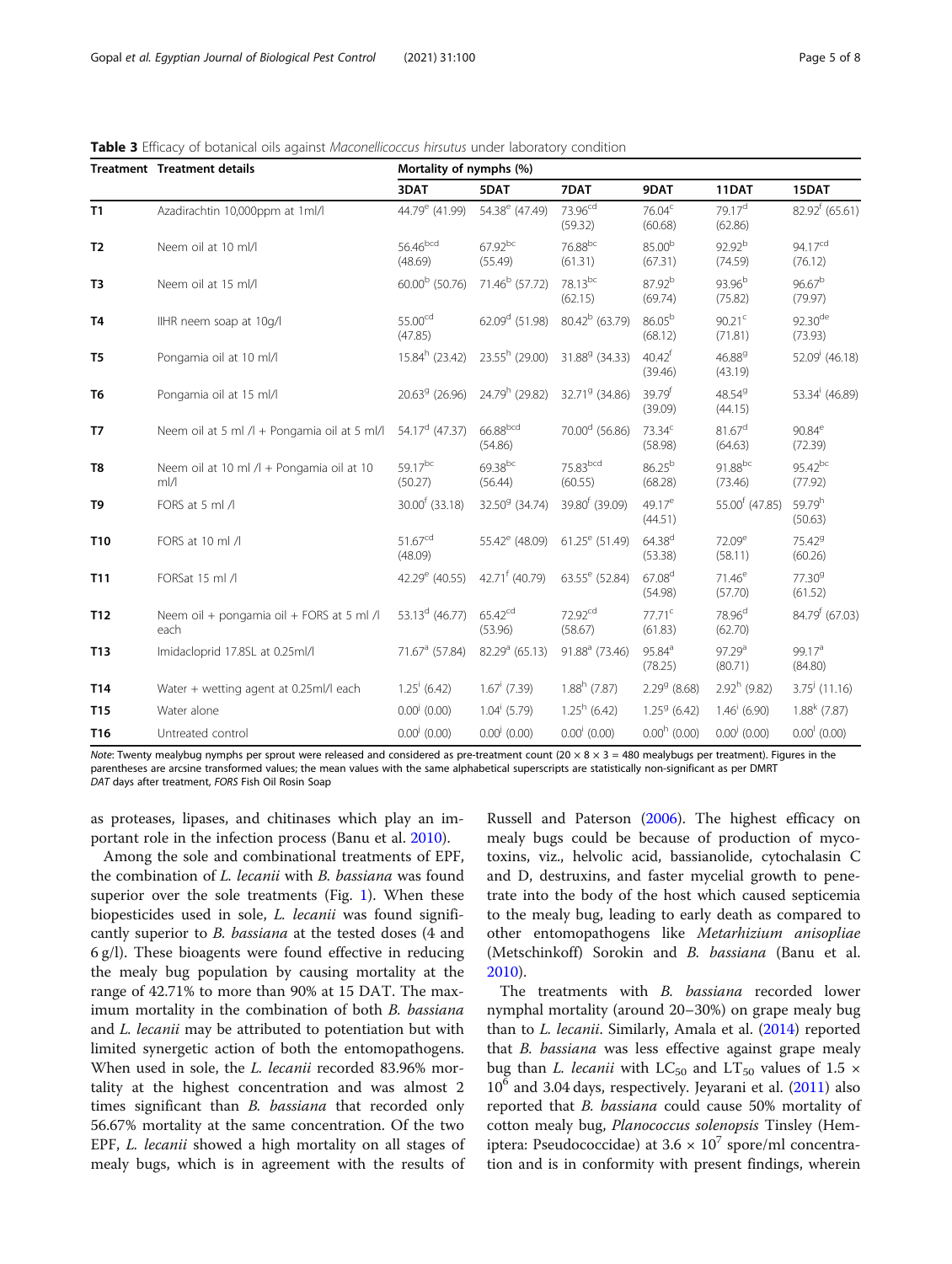**Table 3** Efficacy of botanical oils against *Maconellicoccus hirsutus* under laboratory condition

| Treatment | Treatment details | Mortality of nymphs (%) | | | | | |
|---|---|---|---|---|---|---|---|
| | | 3DAT | 5DAT | 7DAT | 9DAT | 11DAT | 15DAT |
| T1 | Azadirachtin 10,000ppm at 1ml/l | 44.79[e] (41.99) | 54.38[e] (47.49) | 73.96[cd] (59.32) | 76.04[c] (60.68) | 79.17[d] (62.86) | 82.92[f] (65.61) |
| T2 | Neem oil at 10 ml/l | 56.46[bcd] (48.69) | 67.92[bc] (55.49) | 76.88[bc] (61.31) | 85.00[b] (67.31) | 92.92[b] (74.59) | 94.17[cd] (76.12) |
| T3 | Neem oil at 15 ml/l | 60.00[b] (50.76) | 71.46[b] (57.72) | 78.13[bc] (62.15) | 87.92[b] (69.74) | 93.96[b] (75.82) | 96.67[b] (79.97) |
| T4 | IIHR neem soap at 10g/l | 55.00[cd] (47.85) | 62.09[d] (51.98) | 80.42[b] (63.79) | 86.05[b] (68.12) | 90.21[c] (71.81) | 92.30[de] (73.93) |
| T5 | Pongamia oil at 10 ml/l | 15.84[h] (23.42) | 23.55[h] (29.00) | 31.88[g] (34.33) | 40.42[f] (39.46) | 46.88[g] (43.19) | 52.09[i] (46.18) |
| T6 | Pongamia oil at 15 ml/l | 20.63[g] (26.96) | 24.79[h] (29.82) | 32.71[g] (34.86) | 39.79[f] (39.09) | 48.54[g] (44.15) | 53.34[i] (46.89) |
| T7 | Neem oil at 5 ml /l + Pongamia oil at 5 ml/l | 54.17[d] (47.37) | 66.88[bcd] (54.86) | 70.00[d] (56.86) | 73.34[c] (58.98) | 81.67[d] (64.63) | 90.84[e] (72.39) |
| T8 | Neem oil at 10 ml /l + Pongamia oil at 10 ml/l | 59.17[bc] (50.27) | 69.38[bc] (56.44) | 75.83[bcd] (60.55) | 86.25[b] (68.28) | 91.88[bc] (73.46) | 95.42[bc] (77.92) |
| T9 | FORS at 5 ml /l | 30.00[f] (33.18) | 32.50[g] (34.74) | 39.80[f] (39.09) | 49.17[e] (44.51) | 55.00[f] (47.85) | 59.79[h] (50.63) |
| T10 | FORS at 10 ml /l | 51.67[cd] (48.09) | 55.42[e] (48.09) | 61.25[e] (51.49) | 64.38[d] (53.38) | 72.09[e] (58.11) | 75.42[g] (60.26) |
| T11 | FORSat 15 ml /l | 42.29[e] (40.55) | 42.71[f] (40.79) | 63.55[e] (52.84) | 67.08[d] (54.98) | 71.46[e] (57.70) | 77.30[g] (61.52) |
| T12 | Neem oil + pongamia oil + FORS at 5 ml /l each | 53.13[d] (46.77) | 65.42[cd] (53.96) | 72.92[cd] (58.67) | 77.71[c] (61.83) | 78.96[d] (62.70) | 84.79[f] (67.03) |
| T13 | Imidacloprid 17.8SL at 0.25ml/l | 71.67[a] (57.84) | 82.29[a] (65.13) | 91.88[a] (73.46) | 95.84[a] (78.25) | 97.29[a] (80.71) | 99.17[a] (84.80) |
| T14 | Water + wetting agent at 0.25ml/l each | 1.25[i] (6.42) | 1.67[i] (7.39) | 1.88[h] (7.87) | 2.29[g] (8.68) | 2.92[h] (9.82) | 3.75[j] (11.16) |
| T15 | Water alone | 0.00[j] (0.00) | 1.04[i] (5.79) | 1.25[h] (6.42) | 1.25[g] (6.42) | 1.46[i] (6.90) | 1.88[k] (7.87) |
| T16 | Untreated control | 0.00[j] (0.00) | 0.00[j] (0.00) | 0.00[i] (0.00) | 0.00[h] (0.00) | 0.00[j] (0.00) | 0.00[l] (0.00) |

*Note*: Twenty mealybug nymphs per sprout were released and considered as pre-treatment count (20 × 8 × 3 = 480 mealybugs per treatment). Figures in the parentheses are arcsine transformed values; the mean values with the same alphabetical superscripts are statistically non-significant as per DMRT
*DAT* days after treatment, *FORS* Fish Oil Rosin Soap

as proteases, lipases, and chitinases which play an important role in the infection process (Banu et al. 2010).

Among the sole and combinational treatments of EPF, the combination of *L. lecanii* with *B. bassiana* was found superior over the sole treatments (Fig. 1). When these biopesticides used in sole, *L. lecanii* was found significantly superior to *B. bassiana* at the tested doses (4 and 6 g/l). These bioagents were found effective in reducing the mealy bug population by causing mortality at the range of 42.71% to more than 90% at 15 DAT. The maximum mortality in the combination of both *B. bassiana* and *L. lecanii* may be attributed to potentiation but with limited synergetic action of both the entomopathogens. When used in sole, the *L. lecanii* recorded 83.96% mortality at the highest concentration and was almost 2 times significant than *B. bassiana* that recorded only 56.67% mortality at the same concentration. Of the two EPF, *L. lecanii* showed a high mortality on all stages of mealy bugs, which is in agreement with the results of Russell and Paterson (2006). The highest efficacy on mealy bugs could be because of production of mycotoxins, viz., helvolic acid, bassianolide, cytochalasin C and D, destruxins, and faster mycelial growth to penetrate into the body of the host which caused septicemia to the mealy bug, leading to early death as compared to other entomopathogens like *Metarhizium anisopliae* (Metschinkoff) Sorokin and *B. bassiana* (Banu et al. 2010).

The treatments with *B. bassiana* recorded lower nymphal mortality (around 20–30%) on grape mealy bug than to *L. lecanii*. Similarly, Amala et al. (2014) reported that *B. bassiana* was less effective against grape mealy bug than *L. lecanii* with $LC_{50}$ and $LT_{50}$ values of $1.5 \times 10^6$ and 3.04 days, respectively. Jeyarani et al. (2011) also reported that *B. bassiana* could cause 50% mortality of cotton mealy bug, *Planococcus solenopsis* Tinsley (Hemiptera: Pseudococcidae) at $3.6 \times 10^7$ spore/ml concentration and is in conformity with present findings, wherein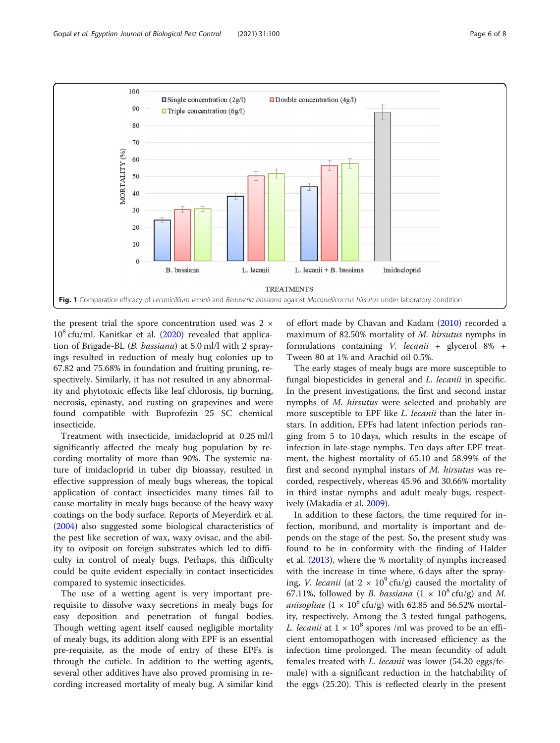Fig. 1 Comparatice efficacy of *Lecanicillium lecanii* and *Beauveria bassiana* against *Maconellicoccus hirsutus* under laboratory condition

the present trial the spore concentration used was $2 \times 10^8$ cfu/ml. Kanitkar et al. (2020) revealed that application of Brigade-BL (*B. bassiana*) at 5.0 ml/l with 2 sprayings resulted in reduction of mealy bug colonies up to 67.82 and 75.68% in foundation and fruiting pruning, respectively. Similarly, it has not resulted in any abnormality and phytotoxic effects like leaf chlorosis, tip burning, necrosis, epinasty, and rusting on grapevines and were found compatible with Buprofezin 25 SC chemical insecticide.

Treatment with insecticide, imidacloprid at 0.25 ml/l significantly affected the mealy bug population by recording mortality of more than 90%. The systemic nature of imidacloprid in tuber dip bioassay, resulted in effective suppression of mealy bugs whereas, the topical application of contact insecticides many times fail to cause mortality in mealy bugs because of the heavy waxy coatings on the body surface. Reports of Meyerdirk et al. (2004) also suggested some biological characteristics of the pest like secretion of wax, waxy ovisac, and the ability to oviposit on foreign substrates which led to difficulty in control of mealy bugs. Perhaps, this difficulty could be quite evident especially in contact insecticides compared to systemic insecticides.

The use of a wetting agent is very important prerequisite to dissolve waxy secretions in mealy bugs for easy deposition and penetration of fungal bodies. Though wetting agent itself caused negligible mortality of mealy bugs, its addition along with EPF is an essential pre-requisite, as the mode of entry of these EPFs is through the cuticle. In addition to the wetting agents, several other additives have also proved promising in recording increased mortality of mealy bug. A similar kind of effort made by Chavan and Kadam (2010) recorded a maximum of 82.50% mortality of *M. hirsutus* nymphs in formulations containing *V. lecanii* + glycerol 8% + Tween 80 at 1% and Arachid oil 0.5%.

The early stages of mealy bugs are more susceptible to fungal biopesticides in general and *L. lecanii* in specific. In the present investigations, the first and second instar nymphs of *M. hirsutus* were selected and probably are more susceptible to EPF like *L. lecanii* than the later instars. In addition, EPFs had latent infection periods ranging from 5 to 10 days, which results in the escape of infection in late-stage nymphs. Ten days after EPF treatment, the highest mortality of 65.10 and 58.99% of the first and second nymphal instars of *M. hirsutus* was recorded, respectively, whereas 45.96 and 30.66% mortality in third instar nymphs and adult mealy bugs, respectively (Makadia et al. 2009).

In addition to these factors, the time required for infection, moribund, and mortality is important and depends on the stage of the pest. So, the present study was found to be in conformity with the finding of Halder et al. (2013), where the % mortality of nymphs increased with the increase in time where, 6 days after the spraying, *V. lecanii* (at $2 \times 10^9$ cfu/g) caused the mortality of 67.11%, followed by *B. bassiana* ($1 \times 10^8$ cfu/g) and *M. anisopliae* ($1 \times 10^8$ cfu/g) with 62.85 and 56.52% mortality, respectively. Among the 3 tested fungal pathogens, *L. lecanii* at $1 \times 10^8$ spores /ml was proved to be an efficient entomopathogen with increased efficiency as the infection time prolonged. The mean fecundity of adult females treated with *L. lecanii* was lower (54.20 eggs/female) with a significant reduction in the hatchability of the eggs (25.20). This is reflected clearly in the present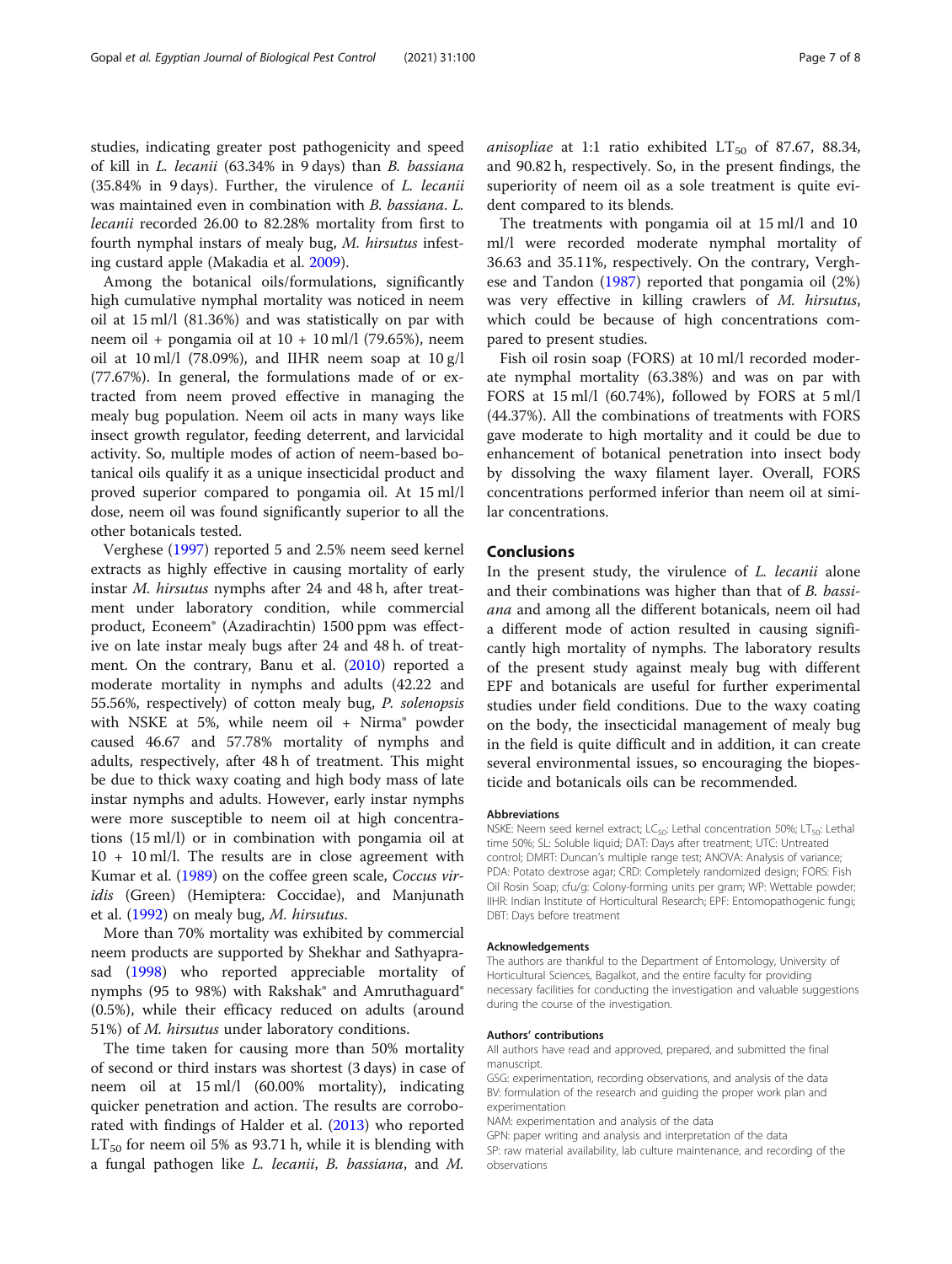studies, indicating greater post pathogenicity and speed of kill in *L. lecanii* (63.34% in 9 days) than *B. bassiana* (35.84% in 9 days). Further, the virulence of *L. lecanii* was maintained even in combination with *B. bassiana*. *L. lecanii* recorded 26.00 to 82.28% mortality from first to fourth nymphal instars of mealy bug, *M. hirsutus* infesting custard apple (Makadia et al. 2009).

Among the botanical oils/formulations, significantly high cumulative nymphal mortality was noticed in neem oil at 15 ml/l (81.36%) and was statistically on par with neem oil + pongamia oil at 10 + 10 ml/l (79.65%), neem oil at 10 ml/l (78.09%), and IIHR neem soap at 10 g/l (77.67%). In general, the formulations made of or extracted from neem proved effective in managing the mealy bug population. Neem oil acts in many ways like insect growth regulator, feeding deterrent, and larvicidal activity. So, multiple modes of action of neem-based botanical oils qualify it as a unique insecticidal product and proved superior compared to pongamia oil. At 15 ml/l dose, neem oil was found significantly superior to all the other botanicals tested.

Verghese (1997) reported 5 and 2.5% neem seed kernel extracts as highly effective in causing mortality of early instar *M. hirsutus* nymphs after 24 and 48 h, after treatment under laboratory condition, while commercial product, Econeem® (Azadirachtin) 1500 ppm was effective on late instar mealy bugs after 24 and 48 h. of treatment. On the contrary, Banu et al. (2010) reported a moderate mortality in nymphs and adults (42.22 and 55.56%, respectively) of cotton mealy bug, *P. solenopsis* with NSKE at 5%, while neem oil + Nirma® powder caused 46.67 and 57.78% mortality of nymphs and adults, respectively, after 48 h of treatment. This might be due to thick waxy coating and high body mass of late instar nymphs and adults. However, early instar nymphs were more susceptible to neem oil at high concentrations (15 ml/l) or in combination with pongamia oil at 10 + 10 ml/l. The results are in close agreement with Kumar et al. (1989) on the coffee green scale, *Coccus viridis* (Green) (Hemiptera: Coccidae), and Manjunath et al. (1992) on mealy bug, *M. hirsutus*.

More than 70% mortality was exhibited by commercial neem products are supported by Shekhar and Sathyaprasad (1998) who reported appreciable mortality of nymphs (95 to 98%) with Rakshak® and Amruthaguard® (0.5%), while their efficacy reduced on adults (around 51%) of *M. hirsutus* under laboratory conditions.

The time taken for causing more than 50% mortality of second or third instars was shortest (3 days) in case of neem oil at 15 ml/l (60.00% mortality), indicating quicker penetration and action. The results are corroborated with findings of Halder et al. (2013) who reported $LT_{50}$ for neem oil 5% as 93.71 h, while it is blending with a fungal pathogen like *L. lecanii*, *B. bassiana*, and *M. anisopliae* at 1:1 ratio exhibited $LT_{50}$ of 87.67, 88.34, and 90.82 h, respectively. So, in the present findings, the superiority of neem oil as a sole treatment is quite evident compared to its blends.

The treatments with pongamia oil at 15 ml/l and 10 ml/l were recorded moderate nymphal mortality of 36.63 and 35.11%, respectively. On the contrary, Verghese and Tandon (1987) reported that pongamia oil (2%) was very effective in killing crawlers of *M. hirsutus*, which could be because of high concentrations compared to present studies.

Fish oil rosin soap (FORS) at 10 ml/l recorded moderate nymphal mortality (63.38%) and was on par with FORS at 15 ml/l (60.74%), followed by FORS at 5 ml/l (44.37%). All the combinations of treatments with FORS gave moderate to high mortality and it could be due to enhancement of botanical penetration into insect body by dissolving the waxy filament layer. Overall, FORS concentrations performed inferior than neem oil at similar concentrations.

## Conclusions

In the present study, the virulence of *L. lecanii* alone and their combinations was higher than that of *B. bassiana* and among all the different botanicals, neem oil had a different mode of action resulted in causing significantly high mortality of nymphs. The laboratory results of the present study against mealy bug with different EPF and botanicals are useful for further experimental studies under field conditions. Due to the waxy coating on the body, the insecticidal management of mealy bug in the field is quite difficult and in addition, it can create several environmental issues, so encouraging the biopesticide and botanicals oils can be recommended.

### Abbreviations

NSKE: Neem seed kernel extract; $LC_{50}$: Lethal concentration 50%; $LT_{50}$: Lethal time 50%; SL: Soluble liquid; DAT: Days after treatment; UTC: Untreated control; DMRT: Duncan's multiple range test; ANOVA: Analysis of variance; PDA: Potato dextrose agar; CRD: Completely randomized design; FORS: Fish Oil Rosin Soap; cfu/g: Colony-forming units per gram; WP: Wettable powder; IIHR: Indian Institute of Horticultural Research; EPF: Entomopathogenic fungi; DBT: Days before treatment

### Acknowledgements

The authors are thankful to the Department of Entomology, University of Horticultural Sciences, Bagalkot, and the entire faculty for providing necessary facilities for conducting the investigation and valuable suggestions during the course of the investigation.

### Authors' contributions

All authors have read and approved, prepared, and submitted the final manuscript.

GSG: experimentation, recording observations, and analysis of the data
BV: formulation of the research and guiding the proper work plan and experimentation
NAM: experimentation and analysis of the data
GPN: paper writing and analysis and interpretation of the data
SP: raw material availability, lab culture maintenance, and recording of the observations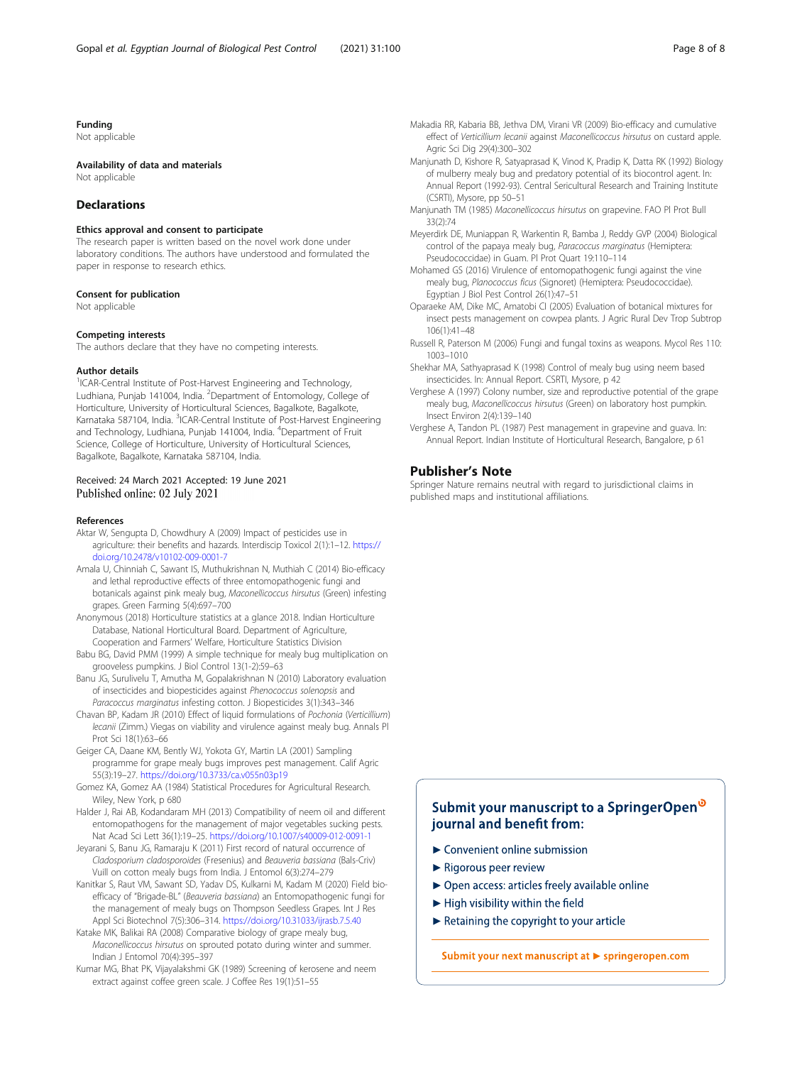#### Funding

Not applicable

#### Availability of data and materials

Not applicable

### Declarations

#### Ethics approval and consent to participate

The research paper is written based on the novel work done under laboratory conditions. The authors have understood and formulated the paper in response to research ethics.

#### Consent for publication

Not applicable

#### Competing interests

The authors declare that they have no competing interests.

#### Author details

[1]ICAR-Central Institute of Post-Harvest Engineering and Technology, Ludhiana, Punjab 141004, India. [2]Department of Entomology, College of Horticulture, University of Horticultural Sciences, Bagalkote, Bagalkote, Karnataka 587104, India. [3]ICAR-Central Institute of Post-Harvest Engineering and Technology, Ludhiana, Punjab 141004, India. [4]Department of Fruit Science, College of Horticulture, University of Horticultural Sciences, Bagalkote, Bagalkote, Karnataka 587104, India.

Received: 24 March 2021 Accepted: 19 June 2021
Published online: 02 July 2021

#### References

Aktar W, Sengupta D, Chowdhury A (2009) Impact of pesticides use in agriculture: their benefits and hazards. Interdiscip Toxicol 2(1):1–12. https://doi.org/10.2478/v10102-009-0001-7

Amala U, Chinniah C, Sawant IS, Muthukrishnan N, Muthiah C (2014) Bio-efficacy and lethal reproductive effects of three entomopathogenic fungi and botanicals against pink mealy bug, *Maconellicoccus hirsutus* (Green) infesting grapes. Green Farming 5(4):697–700

Anonymous (2018) Horticulture statistics at a glance 2018. Indian Horticulture Database, National Horticultural Board. Department of Agriculture, Cooperation and Farmers' Welfare, Horticulture Statistics Division

Babu BG, David PMM (1999) A simple technique for mealy bug multiplication on grooveless pumpkins. J Biol Control 13(1-2):59–63

Banu JG, Surulivelu T, Amutha M, Gopalakrishnan N (2010) Laboratory evaluation of insecticides and biopesticides against *Phenococcus solenopsis* and *Paracoccus marginatus* infesting cotton. J Biopesticides 3(1):343–346

Chavan BP, Kadam JR (2010) Effect of liquid formulations of *Pochonia* (*Verticillium*) *lecanii* (Zimm.) Viegas on viability and virulence against mealy bug. Annals Pl Prot Sci 18(1):63–66

Geiger CA, Daane KM, Bently WJ, Yokota GY, Martin LA (2001) Sampling programme for grape mealy bugs improves pest management. Calif Agric 55(3):19–27. https://doi.org/10.3733/ca.v055n03p19

Gomez KA, Gomez AA (1984) Statistical Procedures for Agricultural Research. Wiley, New York, p 680

Halder J, Rai AB, Kodandaram MH (2013) Compatibility of neem oil and different entomopathogens for the management of major vegetables sucking pests. Nat Acad Sci Lett 36(1):19–25. https://doi.org/10.1007/s40009-012-0091-1

Jeyarani S, Banu JG, Ramaraju K (2011) First record of natural occurrence of *Cladosporium cladosporoides* (Fresenius) and *Beauveria bassiana* (Bals-Criv) Vuill on cotton mealy bugs from India. J Entomol 6(3):274–279

Kanitkar S, Raut VM, Sawant SD, Yadav DS, Kulkarni M, Kadam M (2020) Field bio-efficacy of "Brigade-BL" (*Beauveria bassiana*) an Entomopathogenic fungi for the management of mealy bugs on Thompson Seedless Grapes. Int J Res Appl Sci Biotechnol 7(5):306–314. https://doi.org/10.31033/ijrasb.7.5.40

Katake MK, Balikai RA (2008) Comparative biology of grape mealy bug, *Maconellicoccus hirsutus* on sprouted potato during winter and summer. Indian J Entomol 70(4):395–397

Kumar MG, Bhat PK, Vijayalakshmi GK (1989) Screening of kerosene and neem extract against coffee green scale. J Coffee Res 19(1):51–55

Makadia RR, Kabaria BB, Jethva DM, Virani VR (2009) Bio-efficacy and cumulative effect of *Verticillium lecanii* against *Maconellicoccus hirsutus* on custard apple. Agric Sci Dig 29(4):300–302

Manjunath D, Kishore R, Satyaprasad K, Vinod K, Pradip K, Datta RK (1992) Biology of mulberry mealy bug and predatory potential of its biocontrol agent. In: Annual Report (1992-93). Central Sericultural Research and Training Institute (CSRTI), Mysore, pp 50–51

Manjunath TM (1985) *Maconellicoccus hirsutus* on grapevine. FAO Pl Prot Bull 33(2):74

Meyerdirk DE, Muniappan R, Warkentin R, Bamba J, Reddy GVP (2004) Biological control of the papaya mealy bug, *Paracoccus marginatus* (Hemiptera: Pseudococcidae) in Guam. Pl Prot Quart 19:110–114

Mohamed GS (2016) Virulence of entomopathogenic fungi against the vine mealy bug, *Planococcus ficus* (Signoret) (Hemiptera: Pseudococcidae). Egyptian J Biol Pest Control 26(1):47–51

Oparaeke AM, Dike MC, Amatobi CI (2005) Evaluation of botanical mixtures for insect pests management on cowpea plants. J Agric Rural Dev Trop Subtrop 106(1):41–48

Russell R, Paterson M (2006) Fungi and fungal toxins as weapons. Mycol Res 110: 1003–1010

Shekhar MA, Sathyaprasad K (1998) Control of mealy bug using neem based insecticides. In: Annual Report. CSRTI, Mysore, p 42

Verghese A (1997) Colony number, size and reproductive potential of the grape mealy bug, *Maconellicoccus hirsutus* (Green) on laboratory host pumpkin. Insect Environ 2(4):139–140

Verghese A, Tandon PL (1987) Pest management in grapevine and guava. In: Annual Report. Indian Institute of Horticultural Research, Bangalore, p 61

### Publisher's Note

Springer Nature remains neutral with regard to jurisdictional claims in published maps and institutional affiliations.